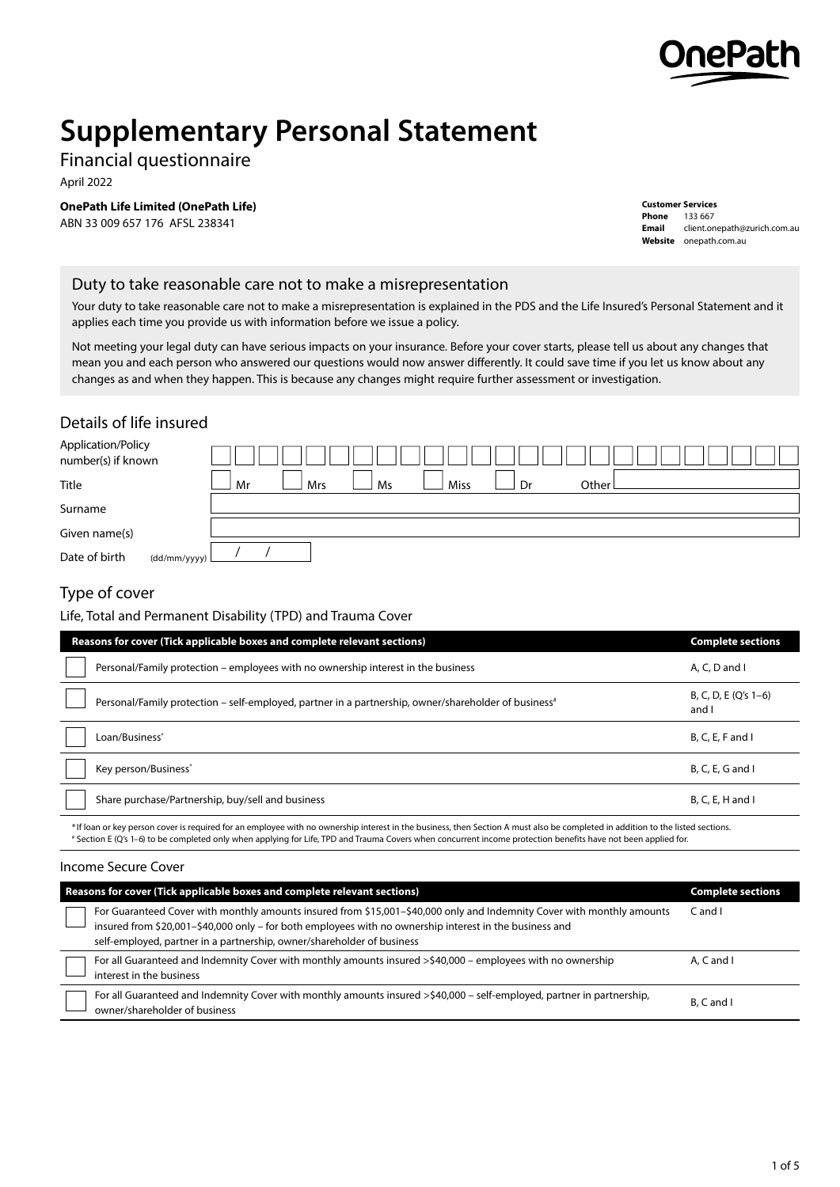OnePath

# Supplementary Personal Statement

## Financial questionnaire

April 2022

**OnePath Life Limited (OnePath Life)**
ABN 33 009 657 176 AFSL 238341

**Customer Services**
**Phone** 133 667
**Email** client.onepath@zurich.com.au
**Website** onepath.com.au

## Duty to take reasonable care not to make a misrepresentation

Your duty to take reasonable care not to make a misrepresentation is explained in the PDS and the Life Insured's Personal Statement and it applies each time you provide us with information before we issue a policy.

Not meeting your legal duty can have serious impacts on your insurance. Before your cover starts, please tell us about any changes that mean you and each person who answered our questions would now answer differently. It could save time if you let us know about any changes as and when they happen. This is because any changes might require further assessment or investigation.

## Details of life insured

Application/Policy number(s) if known

Title ☐ Mr ☐ Mrs ☐ Ms ☐ Miss ☐ Dr Other

Surname

Given name(s)

Date of birth (dd/mm/yyyy) / /

## Type of cover

### Life, Total and Permanent Disability (TPD) and Trauma Cover

| Reasons for cover (Tick applicable boxes and complete relevant sections) | Complete sections |
|---|---|
| ☐ Personal/Family protection – employees with no ownership interest in the business | A, C, D and I |
| ☐ Personal/Family protection – self-employed, partner in a partnership, owner/shareholder of business[#] | B, C, D, E (Q's 1–6) and I |
| ☐ Loan/Business* | B, C, E, F and I |
| ☐ Key person/Business* | B, C, E, G and I |
| ☐ Share purchase/Partnership, buy/sell and business | B, C, E, H and I |

* If loan or key person cover is required for an employee with no ownership interest in the business, then Section A must also be completed in addition to the listed sections.
[#] Section E (Q's 1–6) to be completed only when applying for Life, TPD and Trauma Covers when concurrent income protection benefits have not been applied for.

### Income Secure Cover

| Reasons for cover (Tick applicable boxes and complete relevant sections) | Complete sections |
|---|---|
| ☐ For Guaranteed Cover with monthly amounts insured from $15,001–$40,000 only and Indemnity Cover with monthly amounts insured from $20,001–$40,000 only – for both employees with no ownership interest in the business and self-employed, partner in a partnership, owner/shareholder of business | C and I |
| ☐ For all Guaranteed and Indemnity Cover with monthly amounts insured >$40,000 – employees with no ownership interest in the business | A, C and I |
| ☐ For all Guaranteed and Indemnity Cover with monthly amounts insured >$40,000 – self-employed, partner in partnership, owner/shareholder of business | B, C and I |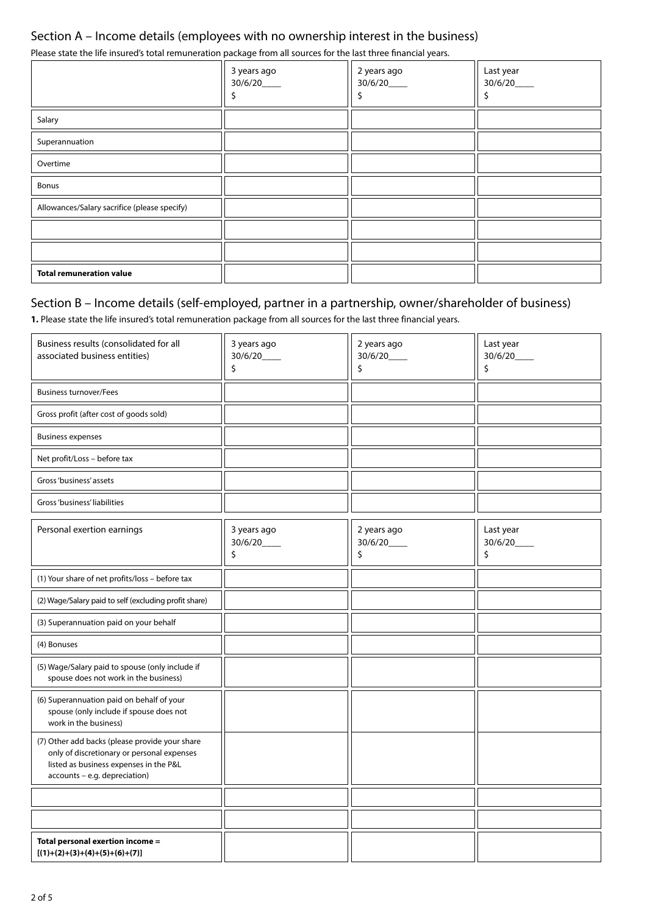## Section A – Income details (employees with no ownership interest in the business)

Please state the life insured's total remuneration package from all sources for the last three financial years.

| | 3 years ago 30/6/20____ $ | 2 years ago 30/6/20____ $ | Last year 30/6/20____ $ |
|---|---|---|---|
| Salary | | | |
| Superannuation | | | |
| Overtime | | | |
| Bonus | | | |
| Allowances/Salary sacrifice (please specify) | | | |
| | | | |
| | | | |
| **Total remuneration value** | | | |

## Section B – Income details (self-employed, partner in a partnership, owner/shareholder of business)

**1.** Please state the life insured's total remuneration package from all sources for the last three financial years.

| Business results (consolidated for all associated business entities) | 3 years ago 30/6/20____ $ | 2 years ago 30/6/20____ $ | Last year 30/6/20____ $ |
|---|---|---|---|
| Business turnover/Fees | | | |
| Gross profit (after cost of goods sold) | | | |
| Business expenses | | | |
| Net profit/Loss – before tax | | | |
| Gross 'business' assets | | | |
| Gross 'business' liabilities | | | |

| Personal exertion earnings | 3 years ago 30/6/20____ $ | 2 years ago 30/6/20____ $ | Last year 30/6/20____ $ |
|---|---|---|---|
| (1) Your share of net profits/loss – before tax | | | |
| (2) Wage/Salary paid to self (excluding profit share) | | | |
| (3) Superannuation paid on your behalf | | | |
| (4) Bonuses | | | |
| (5) Wage/Salary paid to spouse (only include if spouse does not work in the business) | | | |
| (6) Superannuation paid on behalf of your spouse (only include if spouse does not work in the business) | | | |
| (7) Other add backs (please provide your share only of discretionary or personal expenses listed as business expenses in the P&L accounts – e.g. depreciation) | | | |
| | | | |
| | | | |
| **Total personal exertion income = [(1)+(2)+(3)+(4)+(5)+(6)+(7)]** | | | |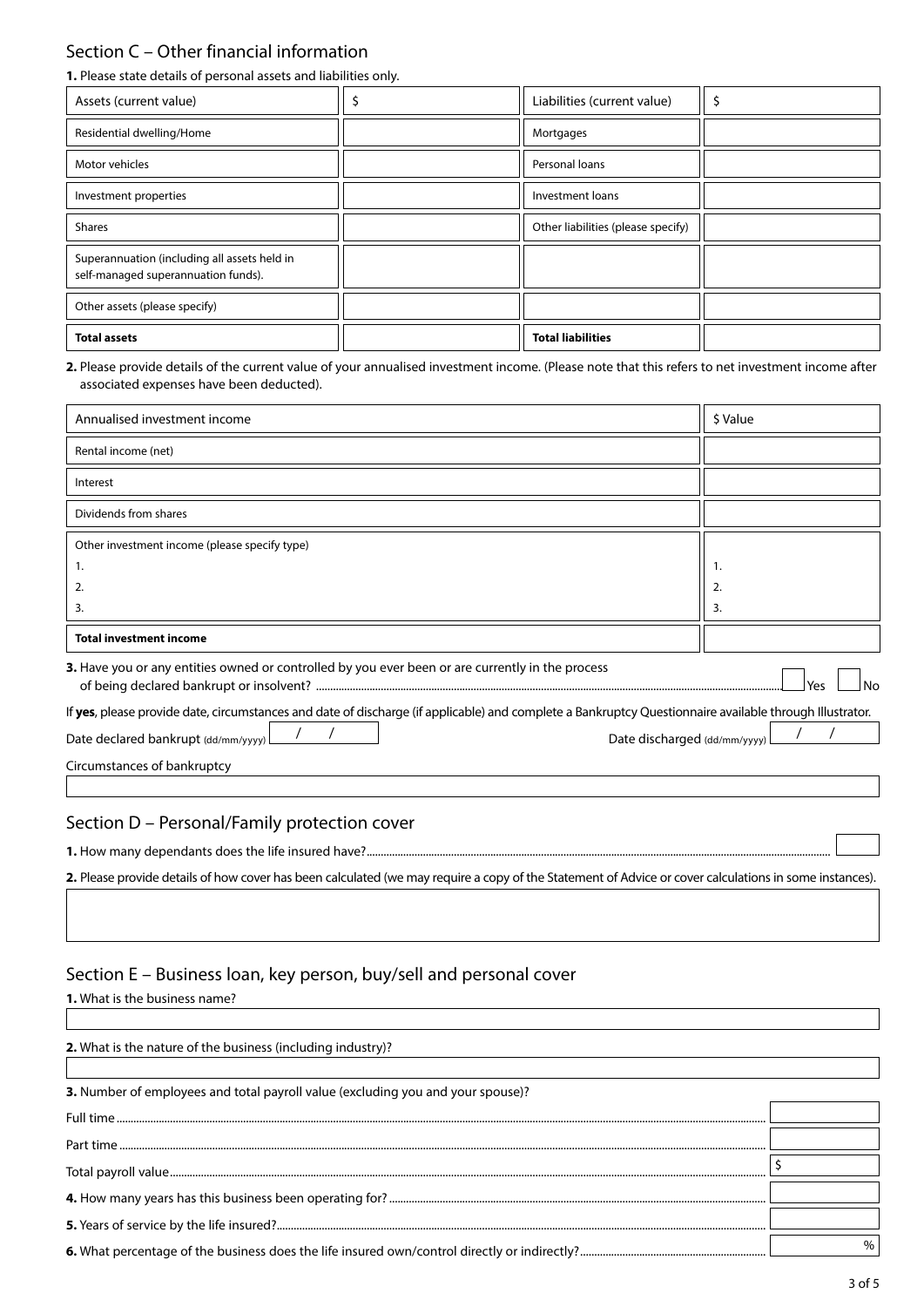## Section C – Other financial information

**1.** Please state details of personal assets and liabilities only.

| Assets (current value) | $ | Liabilities (current value) | $ |
|---|---|---|---|
| Residential dwelling/Home | | Mortgages | |
| Motor vehicles | | Personal loans | |
| Investment properties | | Investment loans | |
| Shares | | Other liabilities (please specify) | |
| Superannuation (including all assets held in self-managed superannuation funds). | | | |
| Other assets (please specify) | | | |
| **Total assets** | | **Total liabilities** | |

**2.** Please provide details of the current value of your annualised investment income. (Please note that this refers to net investment income after associated expenses have been deducted).

| Annualised investment income | $ Value |
|---|---|
| Rental income (net) | |
| Interest | |
| Dividends from shares | |
| Other investment income (please specify type)<br>1.<br>2.<br>3. | <br>1.<br>2.<br>3. |
| **Total investment income** | |

**3.** Have you or any entities owned or controlled by you ever been or are currently in the process of being declared bankrupt or insolvent? ☐ Yes ☐ No

If **yes**, please provide date, circumstances and date of discharge (if applicable) and complete a Bankruptcy Questionnaire available through Illustrator.

Date declared bankrupt (dd/mm/yyyy) ___ / ___ / ___ Date discharged (dd/mm/yyyy) ___ / ___ / ___

Circumstances of bankruptcy

______________________________

## Section D – Personal/Family protection cover

**1.** How many dependants does the life insured have? ______

**2.** Please provide details of how cover has been calculated (we may require a copy of the Statement of Advice or cover calculations in some instances).

______________________________

## Section E – Business loan, key person, buy/sell and personal cover

**1.** What is the business name?

______________________________

**2.** What is the nature of the business (including industry)?

______________________________

**3.** Number of employees and total payroll value (excluding you and your spouse)?

Full time ______

Part time ______

Total payroll value $ ______

**4.** How many years has this business been operating for? ______

**5.** Years of service by the life insured? ______

**6.** What percentage of the business does the life insured own/control directly or indirectly? ______ %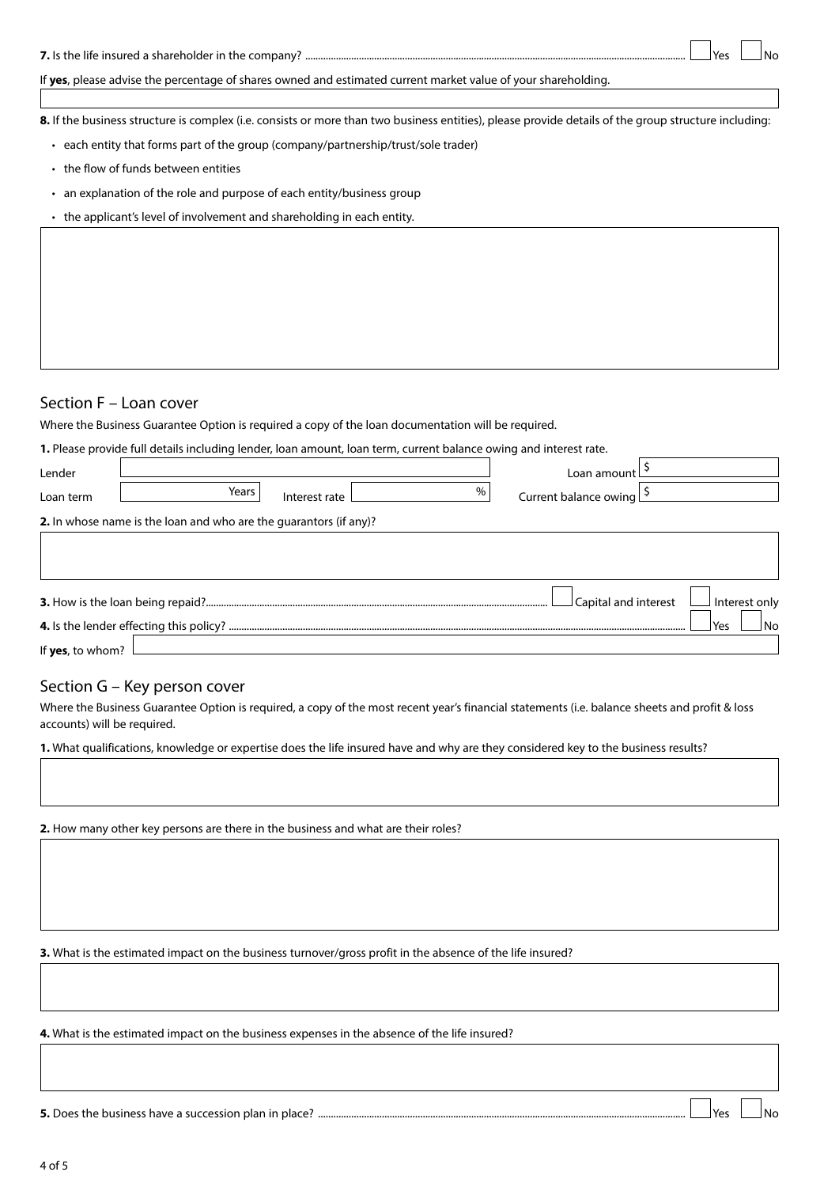**7.** Is the life insured a shareholder in the company? ☐ Yes ☐ No

If **yes**, please advise the percentage of shares owned and estimated current market value of your shareholding.

**8.** If the business structure is complex (i.e. consists or more than two business entities), please provide details of the group structure including:

- each entity that forms part of the group (company/partnership/trust/sole trader)
- the flow of funds between entities
- an explanation of the role and purpose of each entity/business group
- the applicant's level of involvement and shareholding in each entity.

## Section F – Loan cover

Where the Business Guarantee Option is required a copy of the loan documentation will be required.

**1.** Please provide full details including lender, loan amount, loan term, current balance owing and interest rate.

Lender ________________ Loan amount $ ________

Loan term ________ Years Interest rate ________ % Current balance owing $ ________

**2.** In whose name is the loan and who are the guarantors (if any)?

**3.** How is the loan being repaid? ☐ Capital and interest ☐ Interest only

**4.** Is the lender effecting this policy? ☐ Yes ☐ No

If **yes**, to whom?

## Section G – Key person cover

Where the Business Guarantee Option is required, a copy of the most recent year's financial statements (i.e. balance sheets and profit & loss accounts) will be required.

**1.** What qualifications, knowledge or expertise does the life insured have and why are they considered key to the business results?

**2.** How many other key persons are there in the business and what are their roles?

**3.** What is the estimated impact on the business turnover/gross profit in the absence of the life insured?

**4.** What is the estimated impact on the business expenses in the absence of the life insured?

**5.** Does the business have a succession plan in place? ☐ Yes ☐ No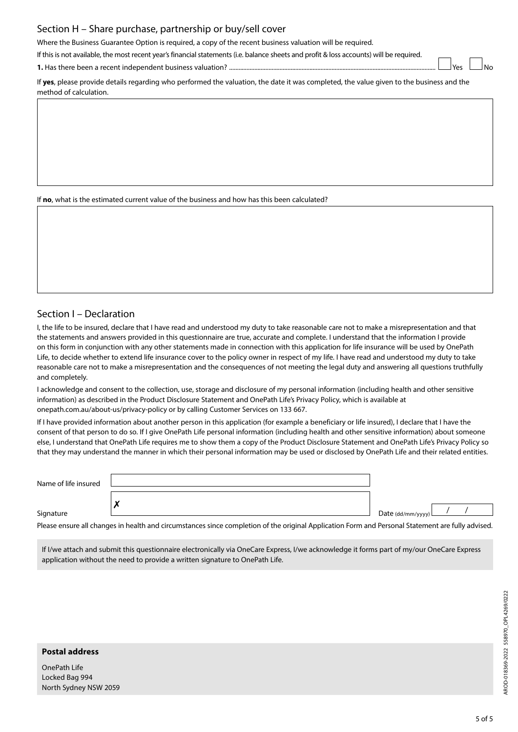## Section H – Share purchase, partnership or buy/sell cover

Where the Business Guarantee Option is required, a copy of the recent business valuation will be required.

If this is not available, the most recent year's financial statements (i.e. balance sheets and profit & loss accounts) will be required.

**1.** Has there been a recent independent business valuation? ☐ Yes ☐ No

If **yes**, please provide details regarding who performed the valuation, the date it was completed, the value given to the business and the method of calculation.

If **no**, what is the estimated current value of the business and how has this been calculated?

## Section I – Declaration

I, the life to be insured, declare that I have read and understood my duty to take reasonable care not to make a misrepresentation and that the statements and answers provided in this questionnaire are true, accurate and complete. I understand that the information I provide on this form in conjunction with any other statements made in connection with this application for life insurance will be used by OnePath Life, to decide whether to extend life insurance cover to the policy owner in respect of my life. I have read and understood my duty to take reasonable care not to make a misrepresentation and the consequences of not meeting the legal duty and answering all questions truthfully and completely.

I acknowledge and consent to the collection, use, storage and disclosure of my personal information (including health and other sensitive information) as described in the Product Disclosure Statement and OnePath Life's Privacy Policy, which is available at onepath.com.au/about-us/privacy-policy or by calling Customer Services on 133 667.

If I have provided information about another person in this application (for example a beneficiary or life insured), I declare that I have the consent of that person to do so. If I give OnePath Life personal information (including health and other sensitive information) about someone else, I understand that OnePath Life requires me to show them a copy of the Product Disclosure Statement and OnePath Life's Privacy Policy so that they may understand the manner in which their personal information may be used or disclosed by OnePath Life and their related entities.

Name of life insured

Signature ✗

Date (dd/mm/yyyy) / /

Please ensure all changes in health and circumstances since completion of the original Application Form and Personal Statement are fully advised.

If I/we attach and submit this questionnaire electronically via OneCare Express, I/we acknowledge it forms part of my/our OneCare Express application without the need to provide a written signature to OnePath Life.

**Postal address**

OnePath Life
Locked Bag 994
North Sydney NSW 2059

AROD-018369-2022 558970_OPL4269/0222